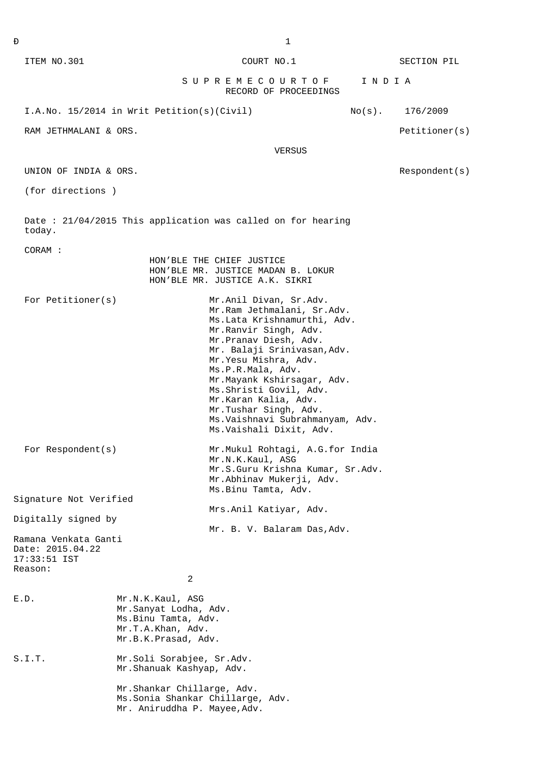ITEM NO.301 COURT NO.1 SECTION PIL

**S U P R E M E C O U R T O F I N D I A**
**RECORD OF PROCEEDINGS**

I.A.No. 15/2014 in Writ Petition(s)(Civil) No(s). 176/2009

RAM JETHMALANI & ORS. Petitioner(s)

VERSUS

UNION OF INDIA & ORS. Respondent(s)

(for directions )

Date : 21/04/2015 This application was called on for hearing today.

CORAM :
HON'BLE THE CHIEF JUSTICE
HON'BLE MR. JUSTICE MADAN B. LOKUR
HON'BLE MR. JUSTICE A.K. SIKRI

For Petitioner(s)
Mr.Anil Divan, Sr.Adv.
Mr.Ram Jethmalani, Sr.Adv.
Ms.Lata Krishnamurthi, Adv.
Mr.Ranvir Singh, Adv.
Mr.Pranav Diesh, Adv.
Mr. Balaji Srinivasan,Adv.
Mr.Yesu Mishra, Adv.
Ms.P.R.Mala, Adv.
Mr.Mayank Kshirsagar, Adv.
Ms.Shristi Govil, Adv.
Mr.Karan Kalia, Adv.
Mr.Tushar Singh, Adv.
Ms.Vaishnavi Subrahmanyam, Adv.
Ms.Vaishali Dixit, Adv.

For Respondent(s)
Mr.Mukul Rohtagi, A.G.for India
Mr.N.K.Kaul, ASG
Mr.S.Guru Krishna Kumar, Sr.Adv.
Mr.Abhinav Mukerji, Adv.
Ms.Binu Tamta, Adv.

Mrs.Anil Katiyar, Adv.

Mr. B. V. Balaram Das,Adv.

Signature Not Verified
Digitally signed by
Ramana Venkata Ganti
Date: 2015.04.22
17:33:51 IST
Reason:

E.D.
Mr.N.K.Kaul, ASG
Mr.Sanyat Lodha, Adv.
Ms.Binu Tamta, Adv.
Mr.T.A.Khan, Adv.
Mr.B.K.Prasad, Adv.

S.I.T.
Mr.Soli Sorabjee, Sr.Adv.
Mr.Shanuak Kashyap, Adv.

Mr.Shankar Chillarge, Adv.
Ms.Sonia Shankar Chillarge, Adv.
Mr. Aniruddha P. Mayee,Adv.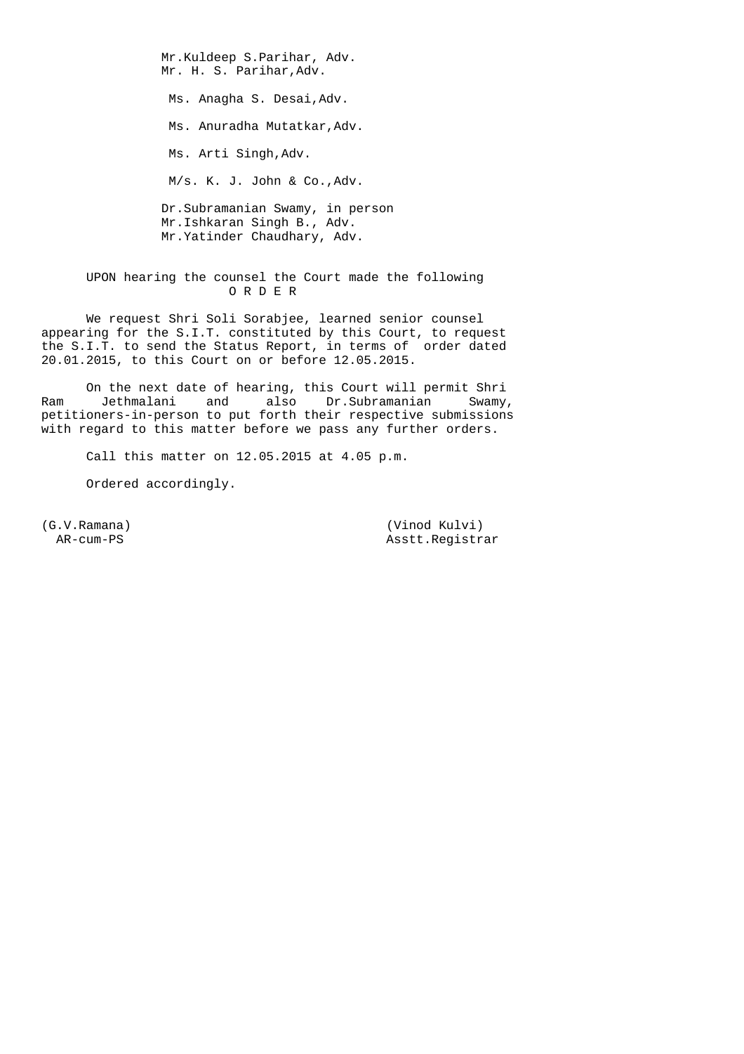Mr.Kuldeep S.Parihar, Adv.
Mr. H. S. Parihar,Adv.

Ms. Anagha S. Desai,Adv.

Ms. Anuradha Mutatkar,Adv.

Ms. Arti Singh,Adv.

M/s. K. J. John & Co.,Adv.

Dr.Subramanian Swamy, in person
Mr.Ishkaran Singh B., Adv.
Mr.Yatinder Chaudhary, Adv.

UPON hearing the counsel the Court made the following

O R D E R

We request Shri Soli Sorabjee, learned senior counsel appearing for the S.I.T. constituted by this Court, to request the S.I.T. to send the Status Report, in terms of order dated 20.01.2015, to this Court on or before 12.05.2015.

On the next date of hearing, this Court will permit Shri Ram Jethmalani and also Dr.Subramanian Swamy, petitioners-in-person to put forth their respective submissions with regard to this matter before we pass any further orders.

Call this matter on 12.05.2015 at 4.05 p.m.

Ordered accordingly.

(G.V.Ramana)
AR-cum-PS

(Vinod Kulvi)
Asstt.Registrar